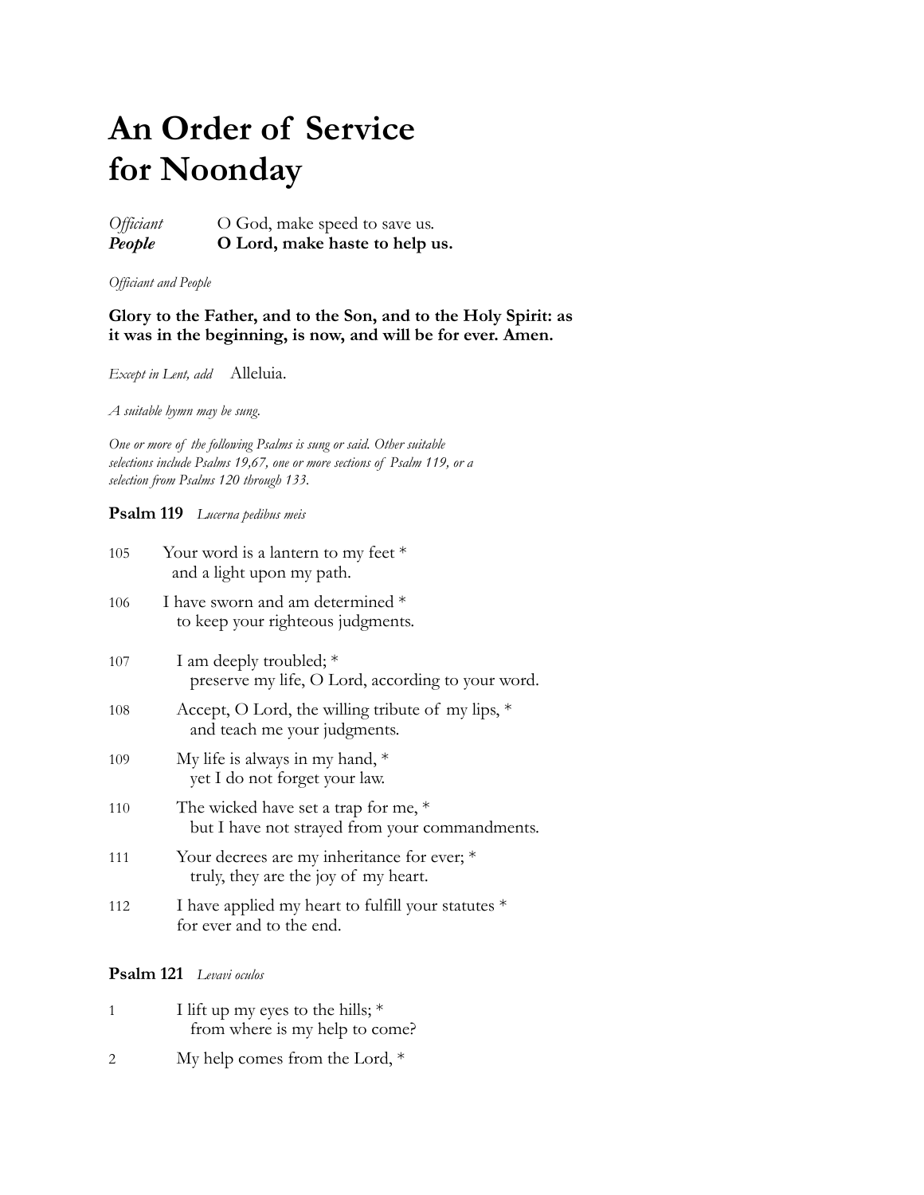# An Order of Service for Noonday

*Officiant* O God, make speed to save us.
***People*** **O Lord, make haste to help us.**

*Officiant and People*

**Glory to the Father, and to the Son, and to the Holy Spirit: as it was in the beginning, is now, and will be for ever. Amen.**

*Except in Lent, add* Alleluia.

*A suitable hymn may be sung.*

*One or more of the following Psalms is sung or said. Other suitable selections include Psalms 19,67, one or more sections of Psalm 119, or a selection from Psalms 120 through 133.*

**Psalm 119** *Lucerna pedibus meis*

105 Your word is a lantern to my feet *
and a light upon my path.

106 I have sworn and am determined *
to keep your righteous judgments.

107 I am deeply troubled; *
preserve my life, O Lord, according to your word.

108 Accept, O Lord, the willing tribute of my lips, *
and teach me your judgments.

109 My life is always in my hand, *
yet I do not forget your law.

110 The wicked have set a trap for me, *
but I have not strayed from your commandments.

111 Your decrees are my inheritance for ever; *
truly, they are the joy of my heart.

112 I have applied my heart to fulfill your statutes *
for ever and to the end.

**Psalm 121** *Levavi oculos*

1 I lift up my eyes to the hills; *
from where is my help to come?

2 My help comes from the Lord, *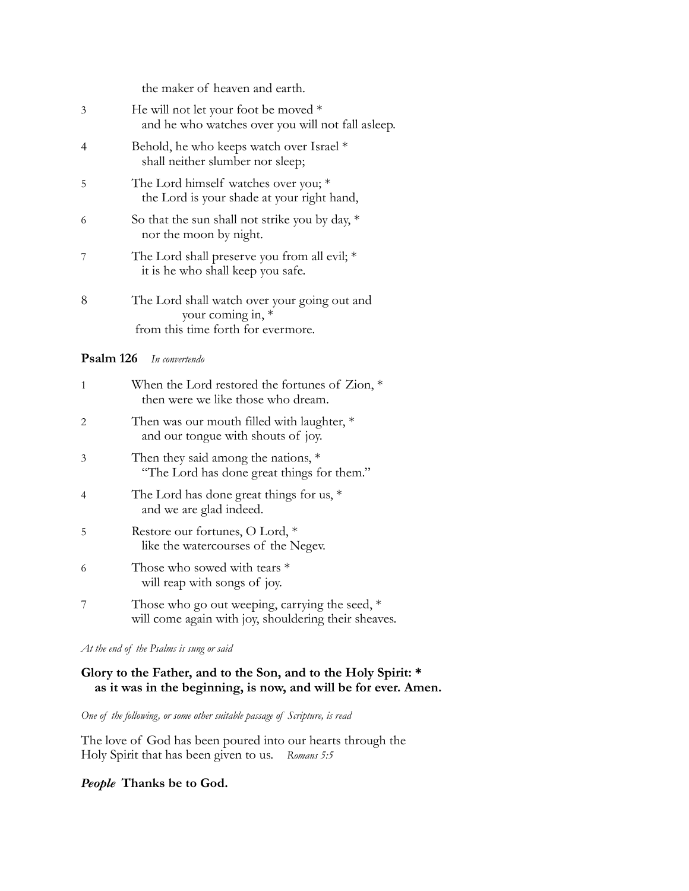the maker of heaven and earth.

3 He will not let your foot be moved *
and he who watches over you will not fall asleep.

4 Behold, he who keeps watch over Israel *
shall neither slumber nor sleep;

5 The Lord himself watches over you; *
the Lord is your shade at your right hand,

6 So that the sun shall not strike you by day, *
nor the moon by night.

7 The Lord shall preserve you from all evil; *
it is he who shall keep you safe.

8 The Lord shall watch over your going out and
your coming in, *
from this time forth for evermore.

**Psalm 126** *In convertendo*

1 When the Lord restored the fortunes of Zion, *
then were we like those who dream.

2 Then was our mouth filled with laughter, *
and our tongue with shouts of joy.

3 Then they said among the nations, *
"The Lord has done great things for them."

4 The Lord has done great things for us, *
and we are glad indeed.

5 Restore our fortunes, O Lord, *
like the watercourses of the Negev.

6 Those who sowed with tears *
will reap with songs of joy.

7 Those who go out weeping, carrying the seed, *
will come again with joy, shouldering their sheaves.

*At the end of the Psalms is sung or said*

**Glory to the Father, and to the Son, and to the Holy Spirit: *
as it was in the beginning, is now, and will be for ever. Amen.**

*One of the following, or some other suitable passage of Scripture, is read*

The love of God has been poured into our hearts through the Holy Spirit that has been given to us. *Romans 5:5*

***People*** **Thanks be to God.**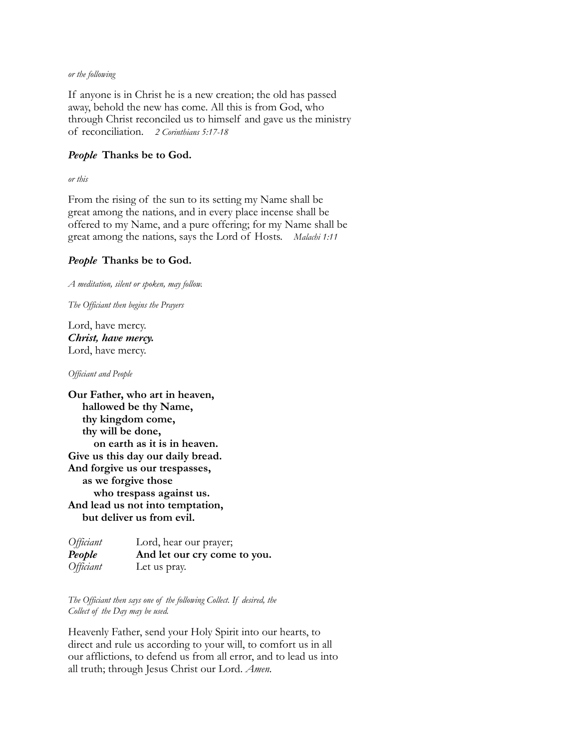*or the following*

If anyone is in Christ he is a new creation; the old has passed away, behold the new has come. All this is from God, who through Christ reconciled us to himself and gave us the ministry of reconciliation. *2 Corinthians 5:17-18*

***People*** **Thanks be to God.**

*or this*

From the rising of the sun to its setting my Name shall be great among the nations, and in every place incense shall be offered to my Name, and a pure offering; for my Name shall be great among the nations, says the Lord of Hosts. *Malachi 1:11*

***People*** **Thanks be to God.**

*A meditation, silent or spoken, may follow.*

*The Officiant then begins the Prayers*

Lord, have mercy.
***Christ, have mercy.***
Lord, have mercy.

*Officiant and People*

**Our Father, who art in heaven,**
**hallowed be thy Name,**
**thy kingdom come,**
**thy will be done,**
**on earth as it is in heaven.**
**Give us this day our daily bread.**
**And forgive us our trespasses,**
**as we forgive those**
**who trespass against us.**
**And lead us not into temptation,**
**but deliver us from evil.**

*Officiant* Lord, hear our prayer;
***People*** **And let our cry come to you.**
*Officiant* Let us pray.

*The Officiant then says one of the following Collect. If desired, the Collect of the Day may be used.*

Heavenly Father, send your Holy Spirit into our hearts, to direct and rule us according to your will, to comfort us in all our afflictions, to defend us from all error, and to lead us into all truth; through Jesus Christ our Lord. *Amen.*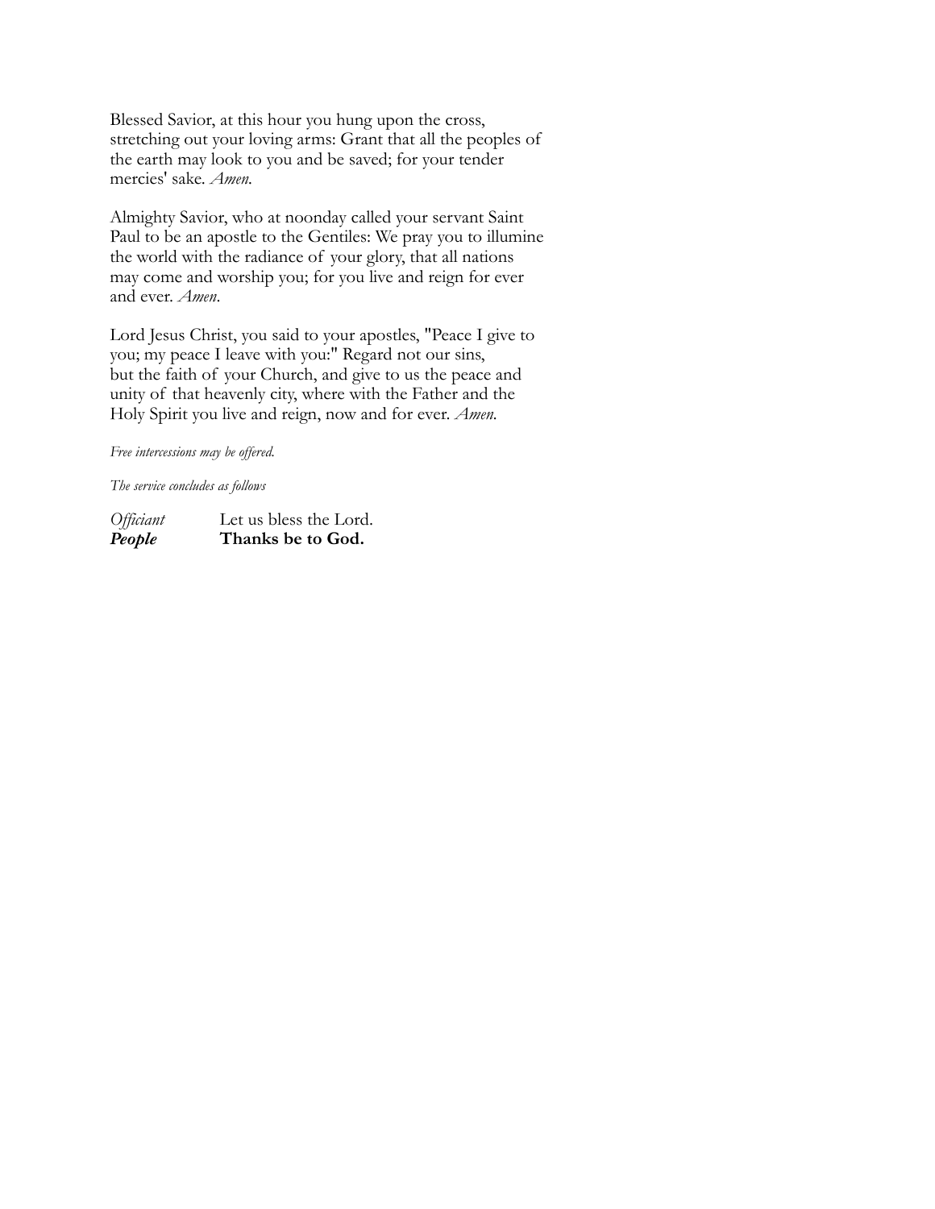Blessed Savior, at this hour you hung upon the cross, stretching out your loving arms: Grant that all the peoples of the earth may look to you and be saved; for your tender mercies' sake. *Amen.*

Almighty Savior, who at noonday called your servant Saint Paul to be an apostle to the Gentiles: We pray you to illumine the world with the radiance of your glory, that all nations may come and worship you; for you live and reign for ever and ever. *Amen*.

Lord Jesus Christ, you said to your apostles, "Peace I give to you; my peace I leave with you:" Regard not our sins, but the faith of your Church, and give to us the peace and unity of that heavenly city, where with the Father and the Holy Spirit you live and reign, now and for ever. *Amen.*

*Free intercessions may be offered.*

*The service concludes as follows*

| | |
|---|---|
| *Officiant* | Let us bless the Lord. |
| ***People*** | **Thanks be to God.** |